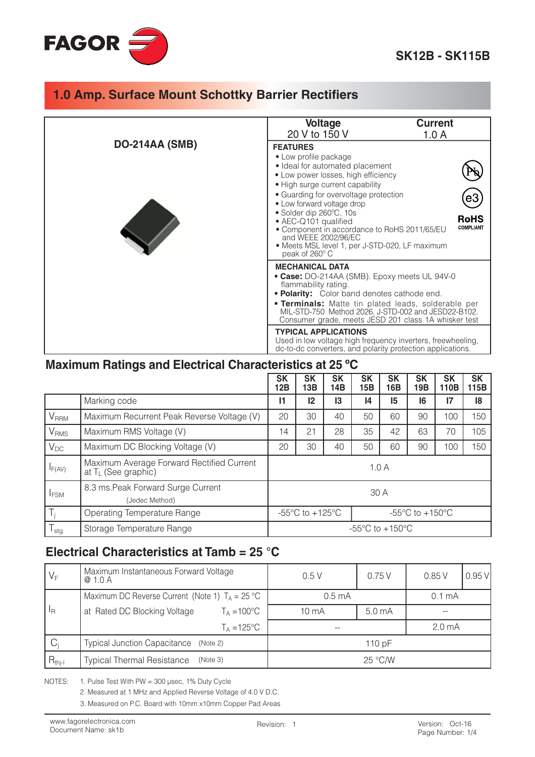# SK12B - SK115B

## 1.0 Amp. Surface Mount Schottky Barrier Rectifiers

**DO-214AA (SMB)**

| Voltage | Current |
|---|---|
| 20 V to 150 V | 1.0 A |

**FEATURES**

- Low profile package
- Ideal for automated placement
- Low power losses, high efficiency
- High surge current capability
- Guarding for overvoltage protection
- Low forward voltage drop
- Solder dip 260ºC, 10s
- AEC-Q101 qualified
- Component in accordance to RoHS 2011/65/EU and WEEE 2002/96/EC
- Meets MSL level 1, per J-STD-020, LF maximum peak of 260º C

Pb  e3  **RoHS** COMPLIANT

**MECHANICAL DATA**

- **Case:** DO-214AA (SMB). Epoxy meets UL 94V-0 flammability rating.
- **Polarity:** Color band denotes cathode end.
- **Terminals:** Matte tin plated leads, solderable per MIL-STD-750 Method 2026, J-STD-002 and JESD22-B102. Consumer grade, meets JESD 201 class 1A whisker test

**TYPICAL APPLICATIONS**

Used in low voltage high frequency inverters, freewheeling, dc-to-dc converters, and polarity protection applications.

## Maximum Ratings and Electrical Characteristics at 25 ºC

| | | SK 12B | SK 13B | SK 14B | SK 15B | SK 16B | SK 19B | SK 110B | SK 115B |
|---|---|---|---|---|---|---|---|---|---|
| | Marking code | I1 | I2 | I3 | I4 | I5 | I6 | I7 | I8 |
| $V_{RRM}$ | Maximum Recurrent Peak Reverse Voltage (V) | 20 | 30 | 40 | 50 | 60 | 90 | 100 | 150 |
| $V_{RMS}$ | Maximum RMS Voltage (V) | 14 | 21 | 28 | 35 | 42 | 63 | 70 | 105 |
| $V_{DC}$ | Maximum DC Blocking Voltage (V) | 20 | 30 | 40 | 50 | 60 | 90 | 100 | 150 |
| $I_{F(AV)}$ | Maximum Average Forward Rectified Current at $T_L$ (See graphic) | 1.0 A | | | | | | | |
| $I_{FSM}$ | 8.3 ms.Peak Forward Surge Current (Jedec Method) | 30 A | | | | | | | |
| $T_j$ | Operating Temperature Range | -55°C to +125°C | | -55°C to +150°C | | | | | |
| $T_{stg}$ | Storage Temperature Range | -55°C to +150°C | | | | | | | |

## Electrical Characteristics at Tamb = 25 °C

| | | | | | |
|---|---|---|---|---|---|
| $V_F$ | Maximum Instantaneous Forward Voltage @ 1.0 A | 0.5 V | 0.75 V | 0.85 V | 0.95 V |
| $I_R$ | Maximum DC Reverse Current (Note 1) $T_A$ = 25 °C | 0.5 mA | | 0.1 mA | |
| | at Rated DC Blocking Voltage $T_A$ =100°C | 10 mA | 5.0 mA | -- | |
| | $T_A$ =125°C | -- | | 2.0 mA | |
| $C_j$ | Typical Junction Capacitance (Note 2) | 110 pF | | | |
| $R_{thj-l}$ | Typical Thermal Resistance (Note 3) | 25 °C/W | | | |

NOTES:
1. Pulse Test With PW = 300 µsec, 1% Duty Cycle
2. Measured at 1 MHz and Applied Reverse Voltage of 4.0 V D.C.
3. Measured on P.C. Board with 10mm x10mm Copper Pad Areas

www.fagorelectronica.com
Document Name: sk1b
Revision: 1
Version: Oct-16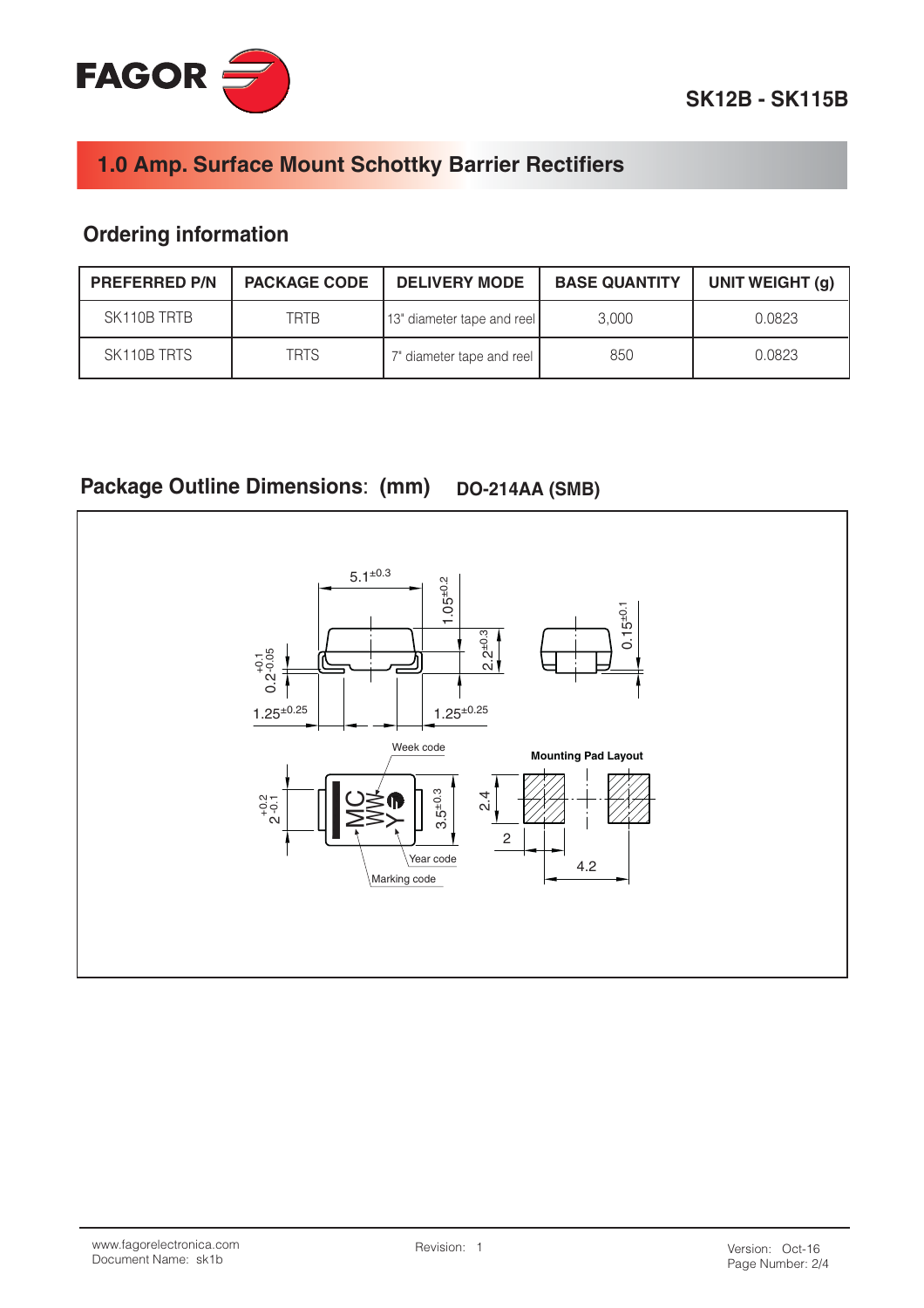# 1.0 Amp. Surface Mount Schottky Barrier Rectifiers

## Ordering information

| PREFERRED P/N | PACKAGE CODE | DELIVERY MODE | BASE QUANTITY | UNIT WEIGHT (g) |
|---|---|---|---|---|
| SK110B TRTB | TRTB | 13" diameter tape and reel | 3,000 | 0.0823 |
| SK110B TRTS | TRTS | 7" diameter tape and reel | 850 | 0.0823 |

## Package Outline Dimensions: (mm) DO-214AA (SMB)

$5.1^{\pm0.3}$ $1.05^{\pm0.2}$ $2.2^{\pm0.3}$ $0.15^{\pm0.1}$ $0.2^{+0.1}_{-0.05}$ $1.25^{\pm0.25}$ $1.25^{\pm0.25}$

Week code

Mounting Pad Layout

$2^{+0.2}_{-0.1}$ $3.5^{\pm0.3}$ 2.4 2 4.2

Year code

Marking code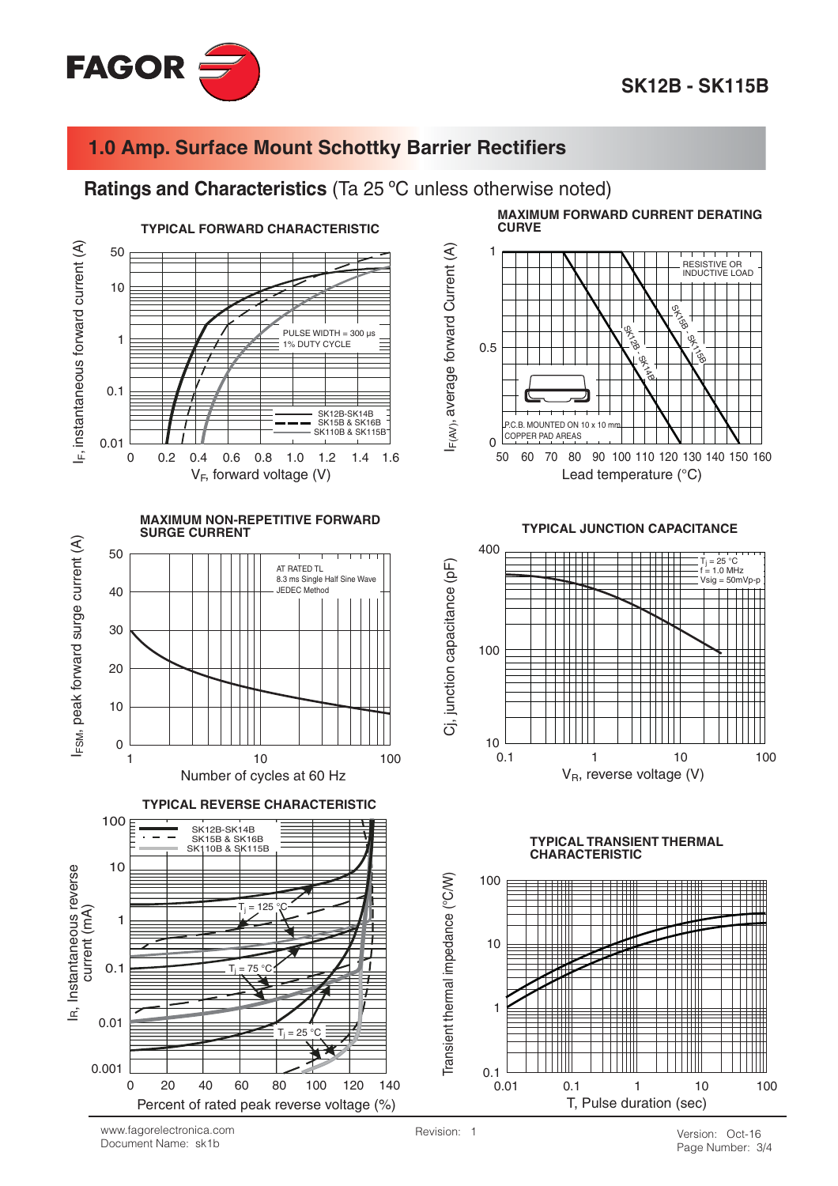## 1.0 Amp. Surface Mount Schottky Barrier Rectifiers

### Ratings and Characteristics (Ta 25 ºC unless otherwise noted)

**TYPICAL FORWARD CHARACTERISTIC**

$I_F$, instantaneous forward current (A)

PULSE WIDTH = 300 µs
1% DUTY CYCLE

SK12B-SK14B
SK15B & SK16B
SK110B & SK115B

$V_F$, forward voltage (V)

**MAXIMUM FORWARD CURRENT DERATING CURVE**

$I_{F(AV)}$, average forward Current (A)

RESISTIVE OR INDUCTIVE LOAD

SK12B - SK14B
SK15B - SK115B

P.C.B. MOUNTED ON 10 x 10 mm COPPER PAD AREAS

Lead temperature (°C)

**MAXIMUM NON-REPETITIVE FORWARD SURGE CURRENT**

$I_{FSM}$, peak forward surge current (A)

AT RATED TL
8.3 ms Single Half Sine Wave
JEDEC Method

Number of cycles at 60 Hz

**TYPICAL JUNCTION CAPACITANCE**

Cj, junction capacitance (pF)

$T_j$ = 25 °C
f = 1.0 MHz
Vsig = 50mVp-p

$V_R$, reverse voltage (V)

**TYPICAL REVERSE CHARACTERISTIC**

$I_R$, Instantaneous reverse current (mA)

SK12B-SK14B
SK15B & SK16B
SK110B & SK115B

$T_j$ = 125 °C
$T_j$ = 75 °C
$T_j$ = 25 °C

Percent of rated peak reverse voltage (%)

**TYPICAL TRANSIENT THERMAL CHARACTERISTIC**

Transient thermal impedance (°C/W)

T, Pulse duration (sec)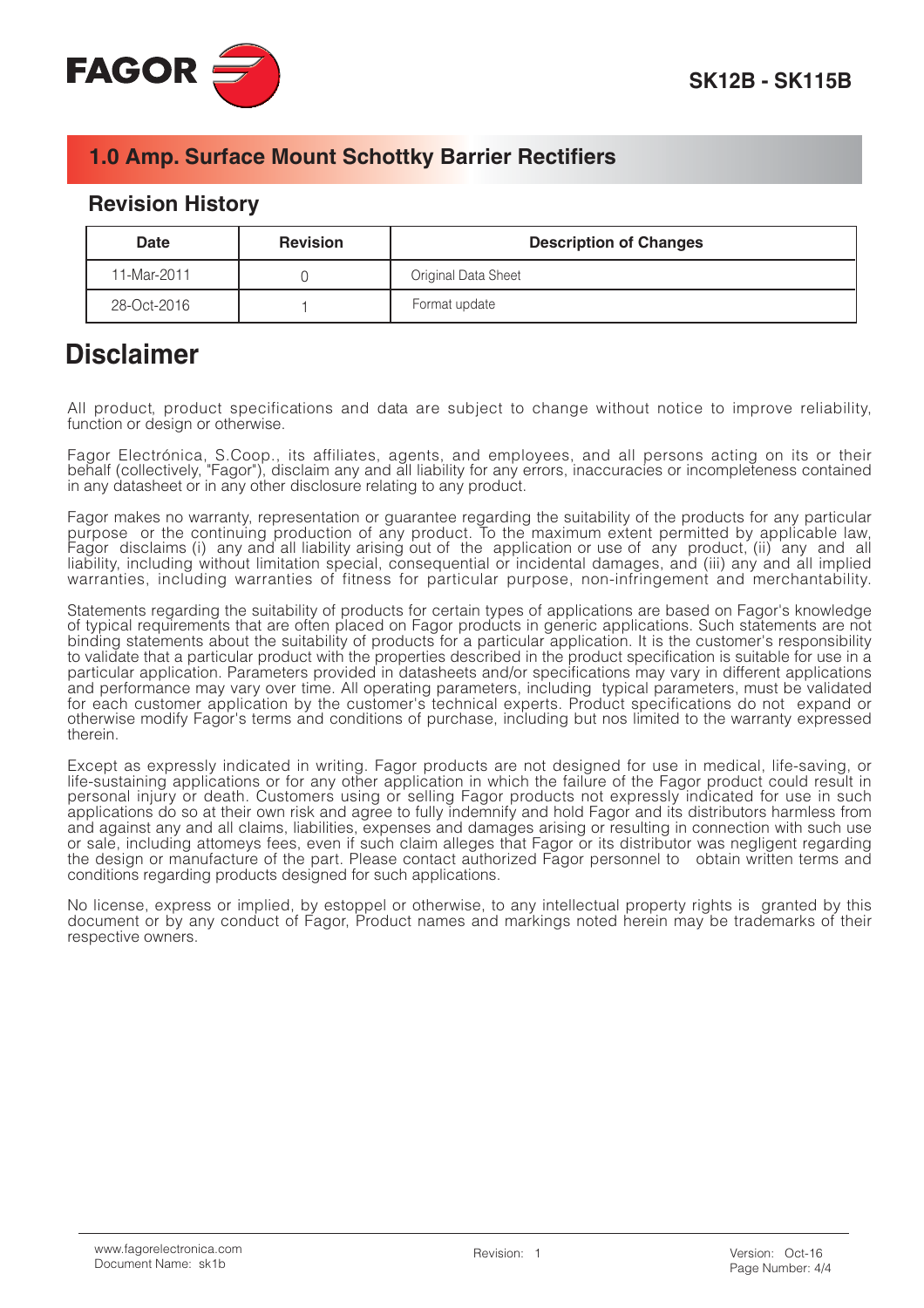## 1.0 Amp. Surface Mount Schottky Barrier Rectifiers

### Revision History

| Date | Revision | Description of Changes |
|---|---|---|
| 11-Mar-2011 | 0 | Original Data Sheet |
| 28-Oct-2016 | 1 | Format update |

# Disclaimer

All product, product specifications and data are subject to change without notice to improve reliability, function or design or otherwise.

Fagor Electrónica, S.Coop., its affiliates, agents, and employees, and all persons acting on its or their behalf (collectively, "Fagor"), disclaim any and all liability for any errors, inaccuracies or incompleteness contained in any datasheet or in any other disclosure relating to any product.

Fagor makes no warranty, representation or guarantee regarding the suitability of the products for any particular purpose or the continuing production of any product. To the maximum extent permitted by applicable law, Fagor disclaims (i) any and all liability arising out of the application or use of any product, (ii) any and all liability, including without limitation special, consequential or incidental damages, and (iii) any and all implied warranties, including warranties of fitness for particular purpose, non-infringement and merchantability.

Statements regarding the suitability of products for certain types of applications are based on Fagor's knowledge of typical requirements that are often placed on Fagor products in generic applications. Such statements are not binding statements about the suitability of products for a particular application. It is the customer's responsibility to validate that a particular product with the properties described in the product specification is suitable for use in a particular application. Parameters provided in datasheets and/or specifications may vary in different applications and performance may vary over time. All operating parameters, including typical parameters, must be validated for each customer application by the customer's technical experts. Product specifications do not expand or otherwise modify Fagor's terms and conditions of purchase, including but nos limited to the warranty expressed therein.

Except as expressly indicated in writing. Fagor products are not designed for use in medical, life-saving, or life-sustaining applications or for any other application in which the failure of the Fagor product could result in personal injury or death. Customers using or selling Fagor products not expressly indicated for use in such applications do so at their own risk and agree to fully indemnify and hold Fagor and its distributors harmless from and against any and all claims, liabilities, expenses and damages arising or resulting in connection with such use or sale, including attomeys fees, even if such claim alleges that Fagor or its distributor was negligent regarding the design or manufacture of the part. Please contact authorized Fagor personnel to obtain written terms and conditions regarding products designed for such applications.

No license, express or implied, by estoppel or otherwise, to any intellectual property rights is granted by this document or by any conduct of Fagor, Product names and markings noted herein may be trademarks of their respective owners.